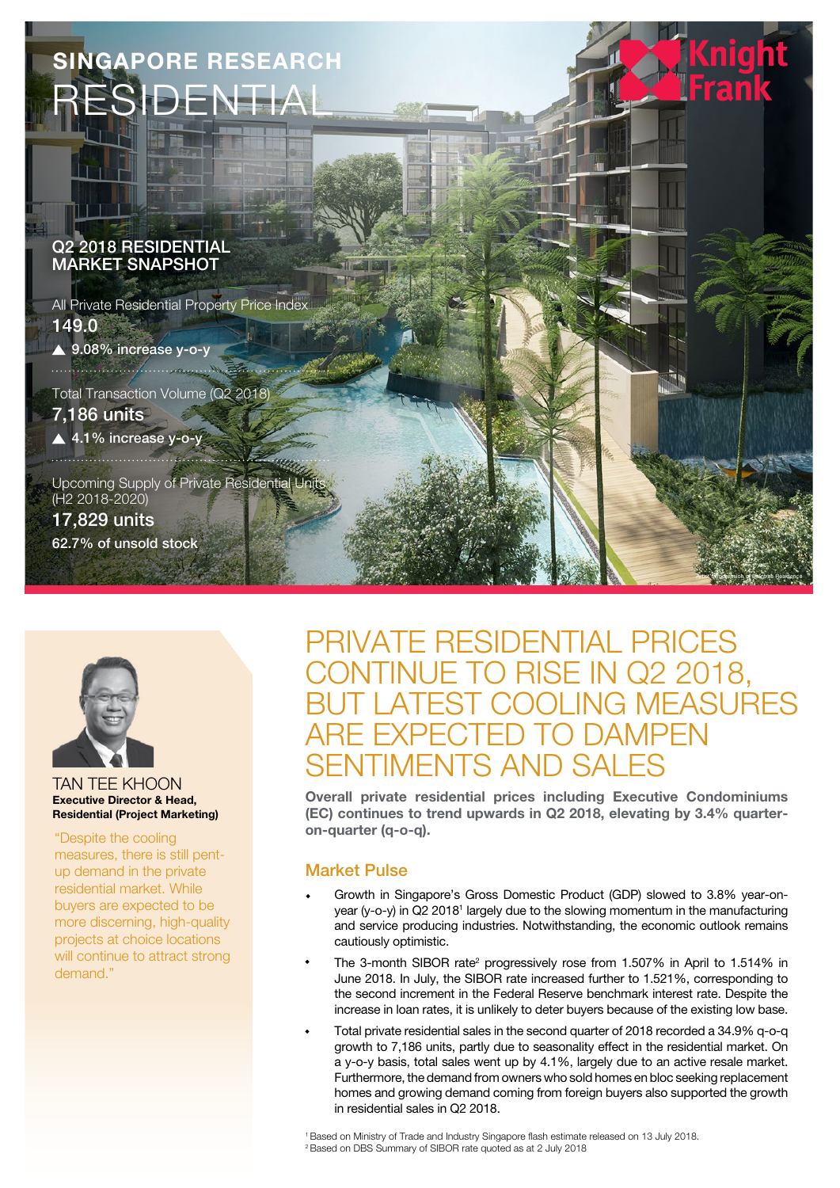# SINGAPORE RESEARCH RESIDENTIAL

## Q2 2018 RESIDENTIAL MARKET SNAPSHOT

All Private Residential Property Price Index

**149.0**

▲ 9.08% increase y-o-y

Total Transaction Volume (Q2 2018)

**7,186 units**

▲ 4.1% increase y-o-y

Upcoming Supply of Private Residential Units (H2 2018-2020)

**17,829 units**

62.7% of unsold stock

Artist impression of Parc Residence

TAN TEE KHOON
**Executive Director & Head, Residential (Project Marketing)**

"Despite the cooling measures, there is still pent-up demand in the private residential market. While buyers are expected to be more discerning, high-quality projects at choice locations will continue to attract strong demand."

# PRIVATE RESIDENTIAL PRICES CONTINUE TO RISE IN Q2 2018, BUT LATEST COOLING MEASURES ARE EXPECTED TO DAMPEN SENTIMENTS AND SALES

**Overall private residential prices including Executive Condominiums (EC) continues to trend upwards in Q2 2018, elevating by 3.4% quarter-on-quarter (q-o-q).**

## Market Pulse

- Growth in Singapore's Gross Domestic Product (GDP) slowed to 3.8% year-on-year (y-o-y) in Q2 2018[1] largely due to the slowing momentum in the manufacturing and service producing industries. Notwithstanding, the economic outlook remains cautiously optimistic.
- The 3-month SIBOR rate[2] progressively rose from 1.507% in April to 1.514% in June 2018. In July, the SIBOR rate increased further to 1.521%, corresponding to the second increment in the Federal Reserve benchmark interest rate. Despite the increase in loan rates, it is unlikely to deter buyers because of the existing low base.
- Total private residential sales in the second quarter of 2018 recorded a 34.9% q-o-q growth to 7,186 units, partly due to seasonality effect in the residential market. On a y-o-y basis, total sales went up by 4.1%, largely due to an active resale market. Furthermore, the demand from owners who sold homes en bloc seeking replacement homes and growing demand coming from foreign buyers also supported the growth in residential sales in Q2 2018.

[1] Based on Ministry of Trade and Industry Singapore flash estimate released on 13 July 2018.
[2] Based on DBS Summary of SIBOR rate quoted as at 2 July 2018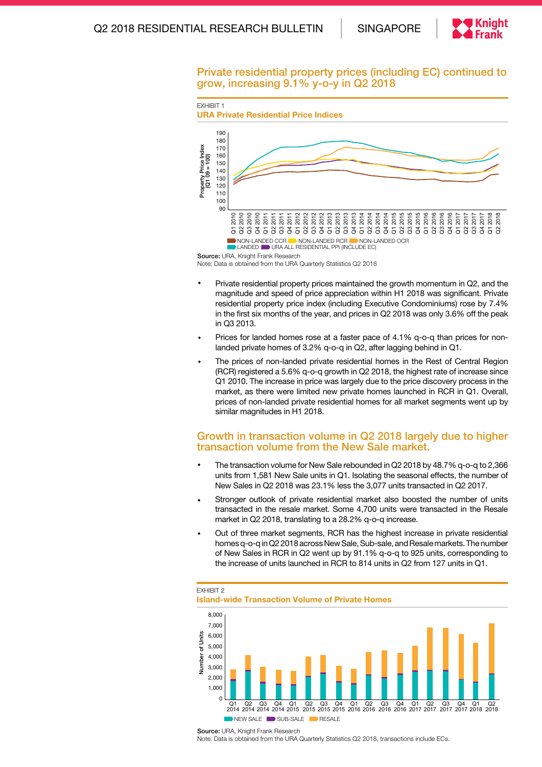## Private residential property prices (including EC) continued to grow, increasing 9.1% y-o-y in Q2 2018

EXHIBIT 1
**URA Private Residential Price Indices**

**Source:** URA, Knight Frank Research
Note: Data is obtained from the URA Quarterly Statistics Q2 2018

- Private residential property prices maintained the growth momentum in Q2, and the magnitude and speed of price appreciation within H1 2018 was significant. Private residential property price index (including Executive Condominiums) rose by 7.4% in the first six months of the year, and prices in Q2 2018 was only 3.6% off the peak in Q3 2013.
- Prices for landed homes rose at a faster pace of 4.1% q-o-q than prices for non-landed private homes of 3.2% q-o-q in Q2, after lagging behind in Q1.
- The prices of non-landed private residential homes in the Rest of Central Region (RCR) registered a 5.6% q-o-q growth in Q2 2018, the highest rate of increase since Q1 2010. The increase in price was largely due to the price discovery process in the market, as there were limited new private homes launched in RCR in Q1. Overall, prices of non-landed private residential homes for all market segments went up by similar magnitudes in H1 2018.

## Growth in transaction volume in Q2 2018 largely due to higher transaction volume from the New Sale market.

- The transaction volume for New Sale rebounded in Q2 2018 by 48.7% q-o-q to 2,366 units from 1,581 New Sale units in Q1. Isolating the seasonal effects, the number of New Sales in Q2 2018 was 23.1% less the 3,077 units transacted in Q2 2017.
- Stronger outlook of private residential market also boosted the number of units transacted in the resale market. Some 4,700 units were transacted in the Resale market in Q2 2018, translating to a 28.2% q-o-q increase.
- Out of three market segments, RCR has the highest increase in private residential homes q-o-q in Q2 2018 across New Sale, Sub-sale, and Resale markets. The number of New Sales in RCR in Q2 went up by 91.1% q-o-q to 925 units, corresponding to the increase of units launched in RCR to 814 units in Q2 from 127 units in Q1.

EXHIBIT 2
**Island-wide Transaction Volume of Private Homes**

**Source:** URA, Knight Frank Research
Note: Data is obtained from the URA Quarterly Statistics Q2 2018, transactions include ECs.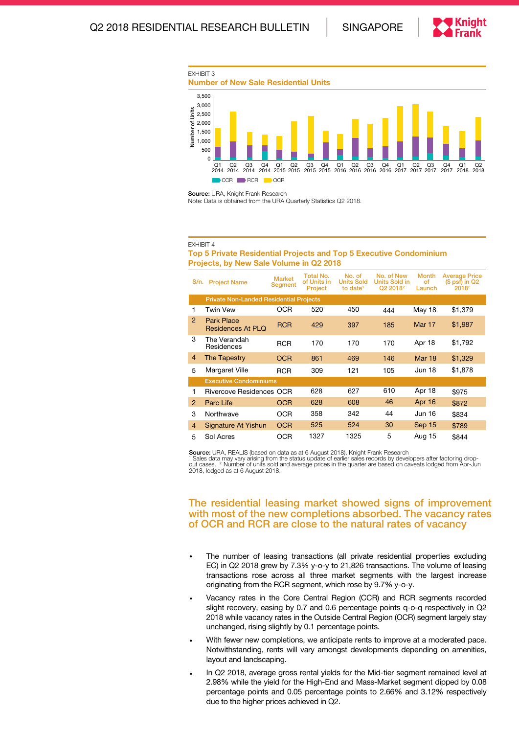EXHIBIT 3

### Number of New Sale Residential Units

**Source:** URA, Knight Frank Research
Note: Data is obtained from the URA Quarterly Statistics Q2 2018.

EXHIBIT 4

### Top 5 Private Residential Projects and Top 5 Executive Condominium Projects, by New Sale Volume in Q2 2018

| S/n. | Project Name | Market Segment | Total No. of Units in Project | No. of Units Sold to date[1] | No. of New Units Sold in Q2 2018[2] | Month of Launch | Average Price ($ psf) in Q2 2018[2] |
|---|---|---|---|---|---|---|---|
| | **Private Non-Landed Residential Projects** | | | | | | |
| 1 | Twin Vew | OCR | 520 | 450 | 444 | May 18 | $1,379 |
| 2 | Park Place Residences At PLQ | RCR | 429 | 397 | 185 | Mar 17 | $1,987 |
| 3 | The Verandah Residences | RCR | 170 | 170 | 170 | Apr 18 | $1,792 |
| 4 | The Tapestry | OCR | 861 | 469 | 146 | Mar 18 | $1,329 |
| 5 | Margaret Ville | RCR | 309 | 121 | 105 | Jun 18 | $1,878 |
| | **Executive Condominiums** | | | | | | |
| 1 | Rivercove Residences | OCR | 628 | 627 | 610 | Apr 18 | $975 |
| 2 | Parc Life | OCR | 628 | 608 | 46 | Apr 16 | $872 |
| 3 | Northwave | OCR | 358 | 342 | 44 | Jun 16 | $834 |
| 4 | Signature At Yishun | OCR | 525 | 524 | 30 | Sep 15 | $789 |
| 5 | Sol Acres | OCR | 1327 | 1325 | 5 | Aug 15 | $844 |

**Source:** URA, REALIS (based on data as at 6 August 2018), Knight Frank Research
[1] Sales data may vary arising from the status update of earlier sales records by developers after factoring drop-out cases. [2] Number of units sold and average prices in the quarter are based on caveats lodged from Apr-Jun 2018, lodged as at 6 August 2018.

## The residential leasing market showed signs of improvement with most of the new completions absorbed. The vacancy rates of OCR and RCR are close to the natural rates of vacancy

- The number of leasing transactions (all private residential properties excluding EC) in Q2 2018 grew by 7.3% y-o-y to 21,826 transactions. The volume of leasing transactions rose across all three market segments with the largest increase originating from the RCR segment, which rose by 9.7% y-o-y.
- Vacancy rates in the Core Central Region (CCR) and RCR segments recorded slight recovery, easing by 0.7 and 0.6 percentage points q-o-q respectively in Q2 2018 while vacancy rates in the Outside Central Region (OCR) segment largely stay unchanged, rising slightly by 0.1 percentage points.
- With fewer new completions, we anticipate rents to improve at a moderated pace. Notwithstanding, rents will vary amongst developments depending on amenities, layout and landscaping.
- In Q2 2018, average gross rental yields for the Mid-tier segment remained level at 2.98% while the yield for the High-End and Mass-Market segment dipped by 0.08 percentage points and 0.05 percentage points to 2.66% and 3.12% respectively due to the higher prices achieved in Q2.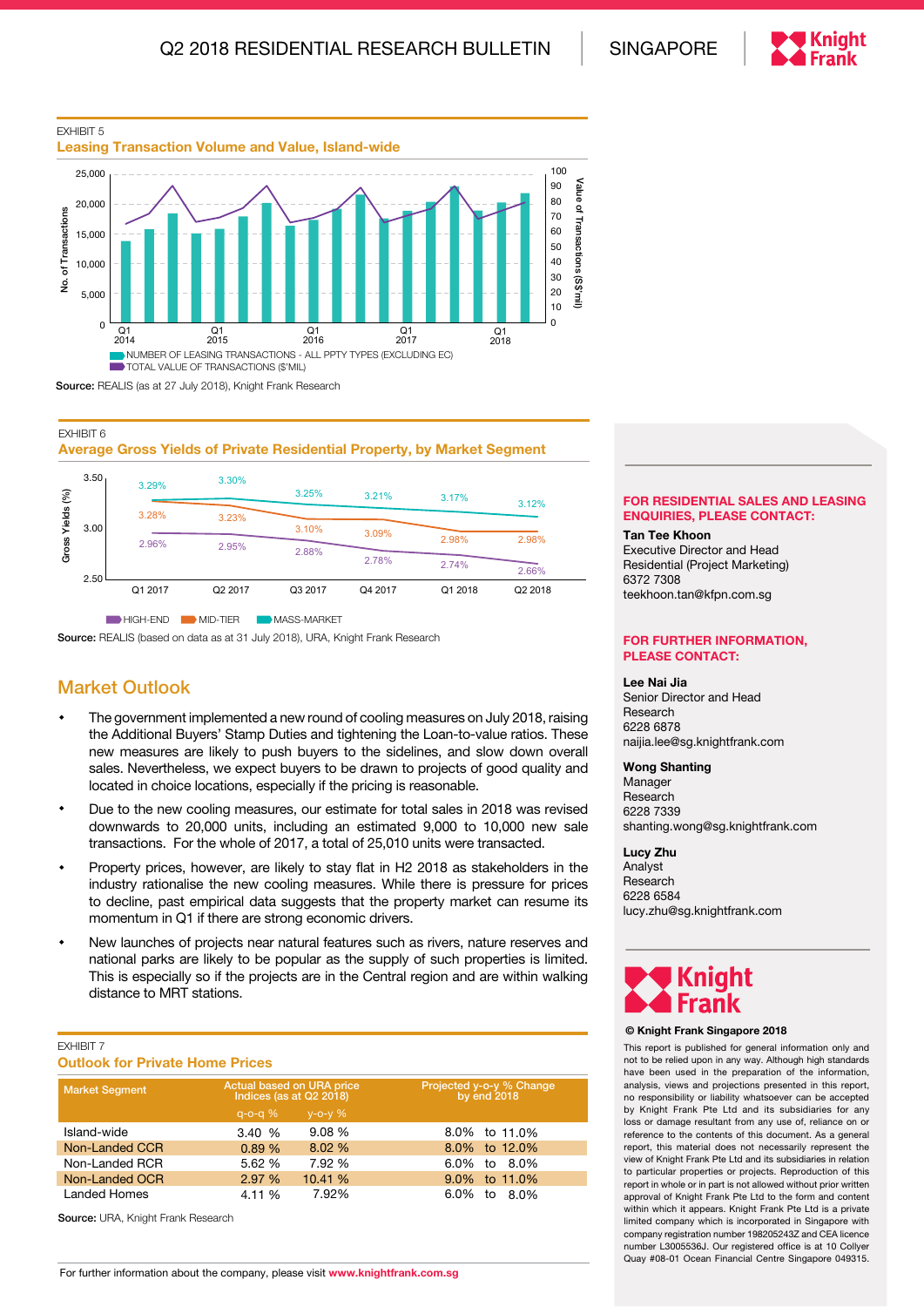EXHIBIT 5

**Leasing Transaction Volume and Value, Island-wide**

No. of Transactions
25,000
20,000
15,000
10,000
5,000
0

Value of Transactions (S$'mil)
100
90
80
70
60
50
40
30
20
10
0

Q1 2014
Q1 2015
Q1 2016
Q1 2017
Q1 2018

NUMBER OF LEASING TRANSACTIONS - ALL PPTY TYPES (EXCLUDING EC)
TOTAL VALUE OF TRANSACTIONS ($'MIL)

**Source:** REALIS (as at 27 July 2018), Knight Frank Research

EXHIBIT 6

**Average Gross Yields of Private Residential Property, by Market Segment**

Gross Yields (%)
3.50
3.00
2.50

3.29% 3.30% 3.25% 3.21% 3.17% 3.12%
3.28% 3.23% 3.10% 3.09% 2.98% 2.98%
2.96% 2.95% 2.88% 2.78% 2.74% 2.66%

Q1 2017
Q2 2017
Q3 2017
Q4 2017
Q1 2018
Q2 2018

HIGH-END
MID-TIER
MASS-MARKET

**Source:** REALIS (based on data as at 31 July 2018), URA, Knight Frank Research

## Market Outlook

- The government implemented a new round of cooling measures on July 2018, raising the Additional Buyers' Stamp Duties and tightening the Loan-to-value ratios. These new measures are likely to push buyers to the sidelines, and slow down overall sales. Nevertheless, we expect buyers to be drawn to projects of good quality and located in choice locations, especially if the pricing is reasonable.
- Due to the new cooling measures, our estimate for total sales in 2018 was revised downwards to 20,000 units, including an estimated 9,000 to 10,000 new sale transactions. For the whole of 2017, a total of 25,010 units were transacted.
- Property prices, however, are likely to stay flat in H2 2018 as stakeholders in the industry rationalise the new cooling measures. While there is pressure for prices to decline, past empirical data suggests that the property market can resume its momentum in Q1 if there are strong economic drivers.
- New launches of projects near natural features such as rivers, nature reserves and national parks are likely to be popular as the supply of such properties is limited. This is especially so if the projects are in the Central region and are within walking distance to MRT stations.

EXHIBIT 7

**Outlook for Private Home Prices**

| Market Segment | Actual based on URA price Indices (as at Q2 2018) | | Projected y-o-y % Change by end 2018 |
|---|---|---|---|
| | q-o-q % | y-o-y % | |
| Island-wide | 3.40 % | 9.08 % | 8.0% to 11.0% |
| Non-Landed CCR | 0.89 % | 8.02 % | 8.0% to 12.0% |
| Non-Landed RCR | 5.62 % | 7.92 % | 6.0% to 8.0% |
| Non-Landed OCR | 2.97 % | 10.41 % | 9.0% to 11.0% |
| Landed Homes | 4.11 % | 7.92% | 6.0% to 8.0% |

**Source:** URA, Knight Frank Research

**FOR RESIDENTIAL SALES AND LEASING ENQUIRIES, PLEASE CONTACT:**

**Tan Tee Khoon**
Executive Director and Head
Residential (Project Marketing)
6372 7308
teekhoon.tan@kfpn.com.sg

**FOR FURTHER INFORMATION, PLEASE CONTACT:**

**Lee Nai Jia**
Senior Director and Head
Research
6228 6878
naijia.lee@sg.knightfrank.com

**Wong Shanting**
Manager
Research
6228 7339
shanting.wong@sg.knightfrank.com

**Lucy Zhu**
Analyst
Research
6228 6584
lucy.zhu@sg.knightfrank.com

**© Knight Frank Singapore 2018**

This report is published for general information only and not to be relied upon in any way. Although high standards have been used in the preparation of the information, analysis, views and projections presented in this report, no responsibility or liability whatsoever can be accepted by Knight Frank Pte Ltd and its subsidiaries for any loss or damage resultant from any use of, reliance on or reference to the contents of this document. As a general report, this material does not necessarily represent the view of Knight Frank Pte Ltd and its subsidiaries in relation to particular properties or projects. Reproduction of this report in whole or in part is not allowed without prior written approval of Knight Frank Pte Ltd to the form and content within which it appears. Knight Frank Pte Ltd is a private limited company which is incorporated in Singapore with company registration number 198205243Z and CEA licence number L3005536J. Our registered office is at 10 Collyer Quay #08-01 Ocean Financial Centre Singapore 049315.

For further information about the company, please visit **www.knightfrank.com.sg**